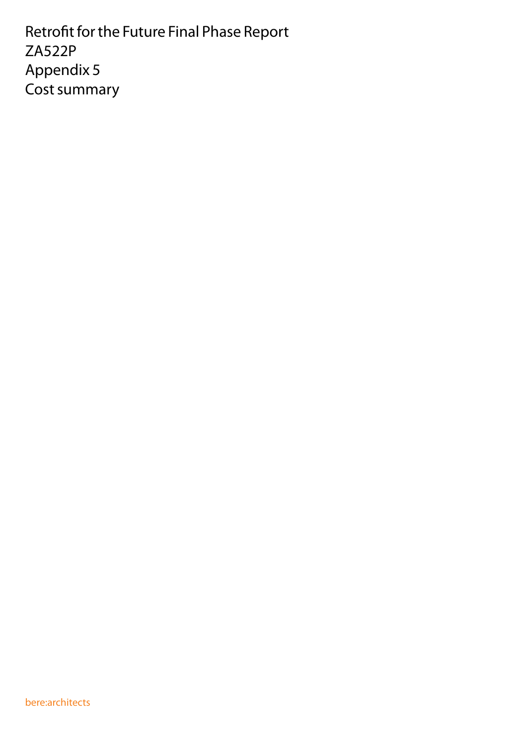# Retrofit for the Future Final Phase Report
# ZA522P
# Appendix 5
# Cost summary

bere:architects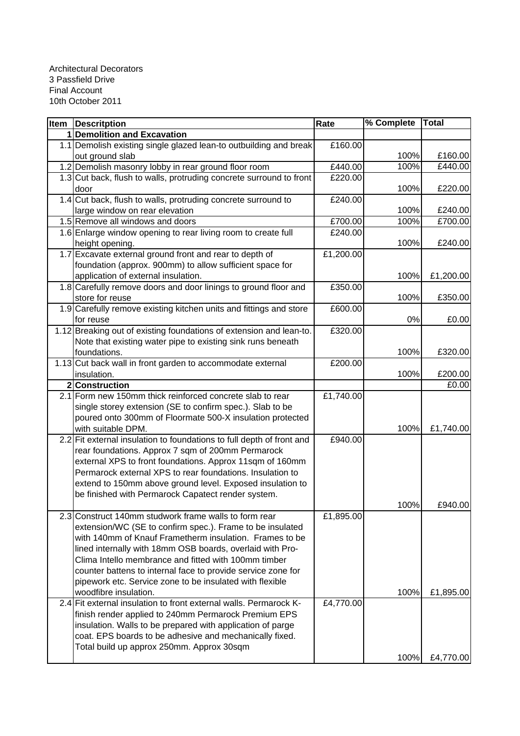Architectural Decorators
3 Passfield Drive
Final Account
10th October 2011

| Item | Descritption | Rate | % Complete | Total |
|---|---|---|---|---|
| 1 | **Demolition and Excavation** | | | |
| 1.1 | Demolish existing single glazed lean-to outbuilding and break out ground slab | £160.00 | 100% | £160.00 |
| 1.2 | Demolish masonry lobby in rear ground floor room | £440.00 | 100% | £440.00 |
| 1.3 | Cut back, flush to walls, protruding concrete surround to front door | £220.00 | 100% | £220.00 |
| 1.4 | Cut back, flush to walls, protruding concrete surround to large window on rear elevation | £240.00 | 100% | £240.00 |
| 1.5 | Remove all windows and doors | £700.00 | 100% | £700.00 |
| 1.6 | Enlarge window opening to rear living room to create full height opening. | £240.00 | 100% | £240.00 |
| 1.7 | Excavate external ground front and rear to depth of foundation (approx. 900mm) to allow sufficient space for application of external insulation. | £1,200.00 | 100% | £1,200.00 |
| 1.8 | Carefully remove doors and door linings to ground floor and store for reuse | £350.00 | 100% | £350.00 |
| 1.9 | Carefully remove existing kitchen units and fittings and store for reuse | £600.00 | 0% | £0.00 |
| 1.12 | Breaking out of existing foundations of extension and lean-to. Note that existing water pipe to existing sink runs beneath foundations. | £320.00 | 100% | £320.00 |
| 1.13 | Cut back wall in front garden to accommodate external insulation. | £200.00 | 100% | £200.00 |
| 2 | **Construction** | | | £0.00 |
| 2.1 | Form new 150mm thick reinforced concrete slab to rear single storey extension (SE to confirm spec.). Slab to be poured onto 300mm of Floormate 500-X insulation protected with suitable DPM. | £1,740.00 | 100% | £1,740.00 |
| 2.2 | Fit external insulation to foundations to full depth of front and rear foundations. Approx 7 sqm of 200mm Permarock external XPS to front foundations. Approx 11sqm of 160mm Permarock external XPS to rear foundations. Insulation to extend to 150mm above ground level. Exposed insulation to be finished with Permarock Capatect render system. | £940.00 | 100% | £940.00 |
| 2.3 | Construct 140mm studwork frame walls to form rear extension/WC (SE to confirm spec.). Frame to be insulated with 140mm of Knauf Frametherm insulation. Frames to be lined internally with 18mm OSB boards, overlaid with Pro-Clima Intello membrance and fitted with 100mm timber counter battens to internal face to provide service zone for pipework etc. Service zone to be insulated with flexible woodfibre insulation. | £1,895.00 | 100% | £1,895.00 |
| 2.4 | Fit external insulation to front external walls. Permarock K-finish render applied to 240mm Permarock Premium EPS insulation. Walls to be prepared with application of parge coat. EPS boards to be adhesive and mechanically fixed. Total build up approx 250mm. Approx 30sqm | £4,770.00 | 100% | £4,770.00 |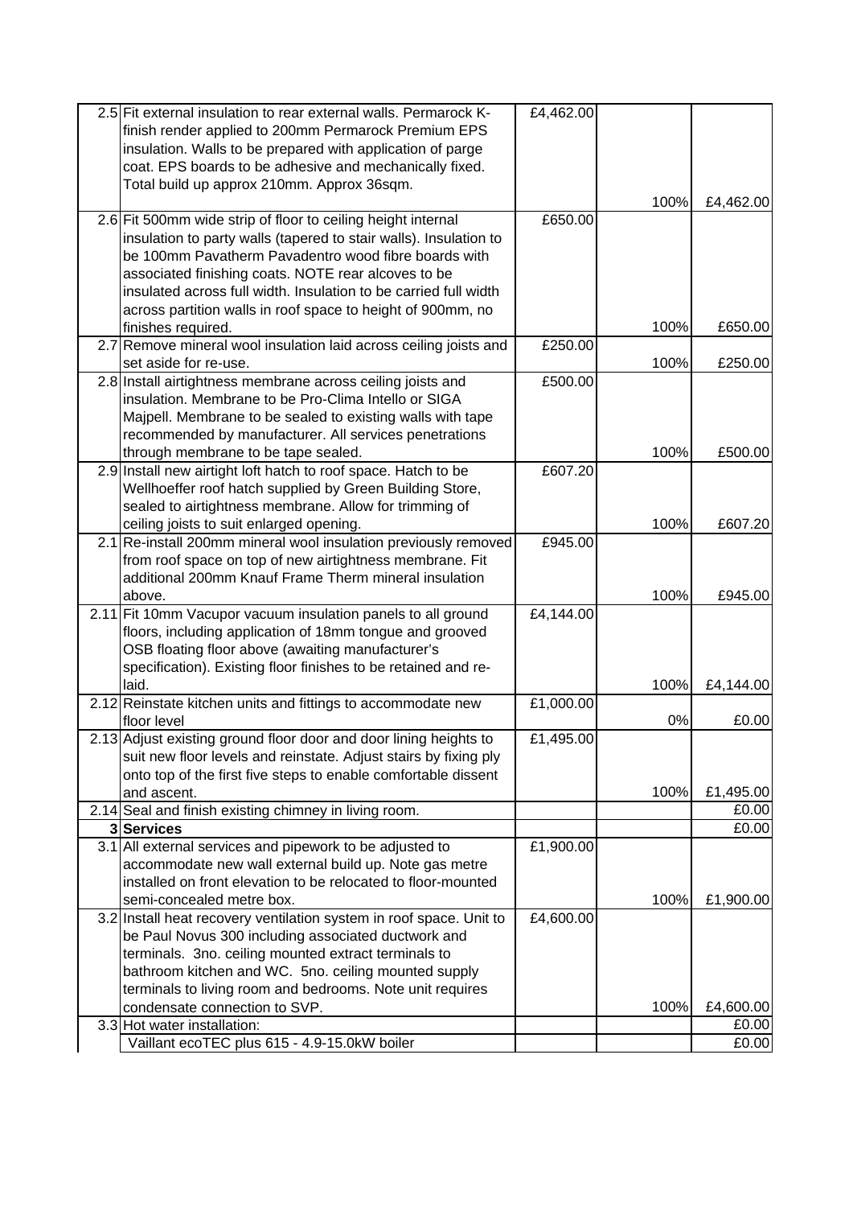| | | | | |
|---|---|---|---|---|
| 2.5 | Fit external insulation to rear external walls. Permarock K-finish render applied to 200mm Permarock Premium EPS insulation. Walls to be prepared with application of parge coat. EPS boards to be adhesive and mechanically fixed. Total build up approx 210mm. Approx 36sqm. | £4,462.00 | 100% | £4,462.00 |
| 2.6 | Fit 500mm wide strip of floor to ceiling height internal insulation to party walls (tapered to stair walls). Insulation to be 100mm Pavatherm Pavadentro wood fibre boards with associated finishing coats. NOTE rear alcoves to be insulated across full width. Insulation to be carried full width across partition walls in roof space to height of 900mm, no finishes required. | £650.00 | 100% | £650.00 |
| 2.7 | Remove mineral wool insulation laid across ceiling joists and set aside for re-use. | £250.00 | 100% | £250.00 |
| 2.8 | Install airtightness membrane across ceiling joists and insulation. Membrane to be Pro-Clima Intello or SIGA Majpell. Membrane to be sealed to existing walls with tape recommended by manufacturer. All services penetrations through membrane to be tape sealed. | £500.00 | 100% | £500.00 |
| 2.9 | Install new airtight loft hatch to roof space. Hatch to be Wellhoeffer roof hatch supplied by Green Building Store, sealed to airtightness membrane. Allow for trimming of ceiling joists to suit enlarged opening. | £607.20 | 100% | £607.20 |
| 2.1 | Re-install 200mm mineral wool insulation previously removed from roof space on top of new airtightness membrane. Fit additional 200mm Knauf Frame Therm mineral insulation above. | £945.00 | 100% | £945.00 |
| 2.11 | Fit 10mm Vacupor vacuum insulation panels to all ground floors, including application of 18mm tongue and grooved OSB floating floor above (awaiting manufacturer's specification). Existing floor finishes to be retained and re-laid. | £4,144.00 | 100% | £4,144.00 |
| 2.12 | Reinstate kitchen units and fittings to accommodate new floor level | £1,000.00 | 0% | £0.00 |
| 2.13 | Adjust existing ground floor door and door lining heights to suit new floor levels and reinstate. Adjust stairs by fixing ply onto top of the first five steps to enable comfortable dissent and ascent. | £1,495.00 | 100% | £1,495.00 |
| 2.14 | Seal and finish existing chimney in living room. | | | £0.00 |
| **3** | **Services** | | | £0.00 |
| 3.1 | All external services and pipework to be adjusted to accommodate new wall external build up. Note gas metre installed on front elevation to be relocated to floor-mounted semi-concealed metre box. | £1,900.00 | 100% | £1,900.00 |
| 3.2 | Install heat recovery ventilation system in roof space. Unit to be Paul Novus 300 including associated ductwork and terminals. 3no. ceiling mounted extract terminals to bathroom kitchen and WC. 5no. ceiling mounted supply terminals to living room and bedrooms. Note unit requires condensate connection to SVP. | £4,600.00 | 100% | £4,600.00 |
| 3.3 | Hot water installation: | | | £0.00 |
| | Vaillant ecoTEC plus 615 - 4.9-15.0kW boiler | | | £0.00 |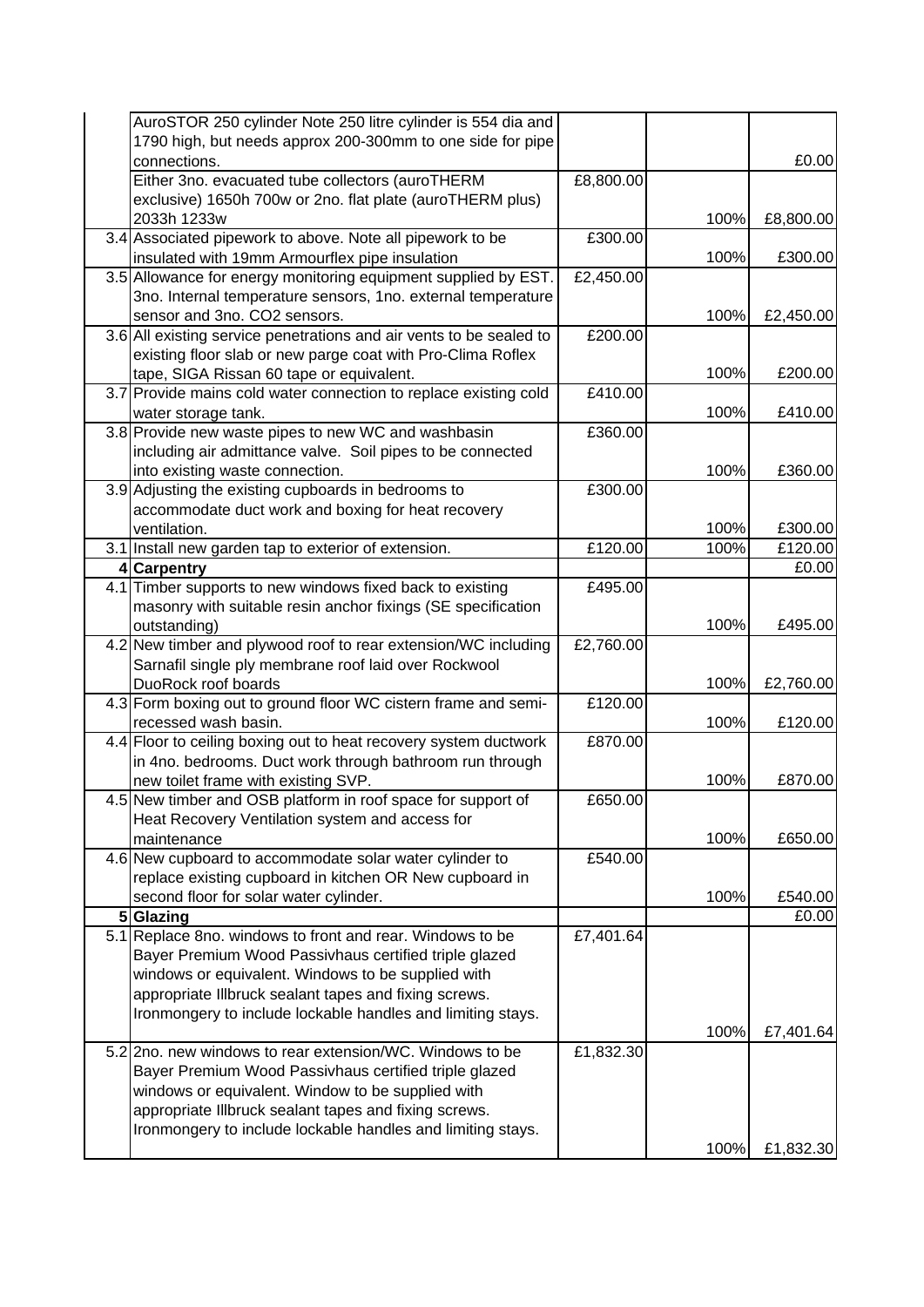| | | | | |
|---|---|---|---|---|
| | AuroSTOR 250 cylinder Note 250 litre cylinder is 554 dia and 1790 high, but needs approx 200-300mm to one side for pipe connections. | | | £0.00 |
| | Either 3no. evacuated tube collectors (auroTHERM exclusive) 1650h 700w or 2no. flat plate (auroTHERM plus) 2033h 1233w | £8,800.00 | 100% | £8,800.00 |
| 3.4 | Associated pipework to above. Note all pipework to be insulated with 19mm Armourflex pipe insulation | £300.00 | 100% | £300.00 |
| 3.5 | Allowance for energy monitoring equipment supplied by EST. 3no. Internal temperature sensors, 1no. external temperature sensor and 3no. CO2 sensors. | £2,450.00 | 100% | £2,450.00 |
| 3.6 | All existing service penetrations and air vents to be sealed to existing floor slab or new parge coat with Pro-Clima Roflex tape, SIGA Rissan 60 tape or equivalent. | £200.00 | 100% | £200.00 |
| 3.7 | Provide mains cold water connection to replace existing cold water storage tank. | £410.00 | 100% | £410.00 |
| 3.8 | Provide new waste pipes to new WC and washbasin including air admittance valve. Soil pipes to be connected into existing waste connection. | £360.00 | 100% | £360.00 |
| 3.9 | Adjusting the existing cupboards in bedrooms to accommodate duct work and boxing for heat recovery ventilation. | £300.00 | 100% | £300.00 |
| 3.1 | Install new garden tap to exterior of extension. | £120.00 | 100% | £120.00 |
| **4** | **Carpentry** | | | £0.00 |
| 4.1 | Timber supports to new windows fixed back to existing masonry with suitable resin anchor fixings (SE specification outstanding) | £495.00 | 100% | £495.00 |
| 4.2 | New timber and plywood roof to rear extension/WC including Sarnafil single ply membrane roof laid over Rockwool DuoRock roof boards | £2,760.00 | 100% | £2,760.00 |
| 4.3 | Form boxing out to ground floor WC cistern frame and semi-recessed wash basin. | £120.00 | 100% | £120.00 |
| 4.4 | Floor to ceiling boxing out to heat recovery system ductwork in 4no. bedrooms. Duct work through bathroom run through new toilet frame with existing SVP. | £870.00 | 100% | £870.00 |
| 4.5 | New timber and OSB platform in roof space for support of Heat Recovery Ventilation system and access for maintenance | £650.00 | 100% | £650.00 |
| 4.6 | New cupboard to accommodate solar water cylinder to replace existing cupboard in kitchen OR New cupboard in second floor for solar water cylinder. | £540.00 | 100% | £540.00 |
| **5** | **Glazing** | | | £0.00 |
| 5.1 | Replace 8no. windows to front and rear. Windows to be Bayer Premium Wood Passivhaus certified triple glazed windows or equivalent. Windows to be supplied with appropriate Illbruck sealant tapes and fixing screws. Ironmongery to include lockable handles and limiting stays. | £7,401.64 | 100% | £7,401.64 |
| 5.2 | 2no. new windows to rear extension/WC. Windows to be Bayer Premium Wood Passivhaus certified triple glazed windows or equivalent. Window to be supplied with appropriate Illbruck sealant tapes and fixing screws. Ironmongery to include lockable handles and limiting stays. | £1,832.30 | 100% | £1,832.30 |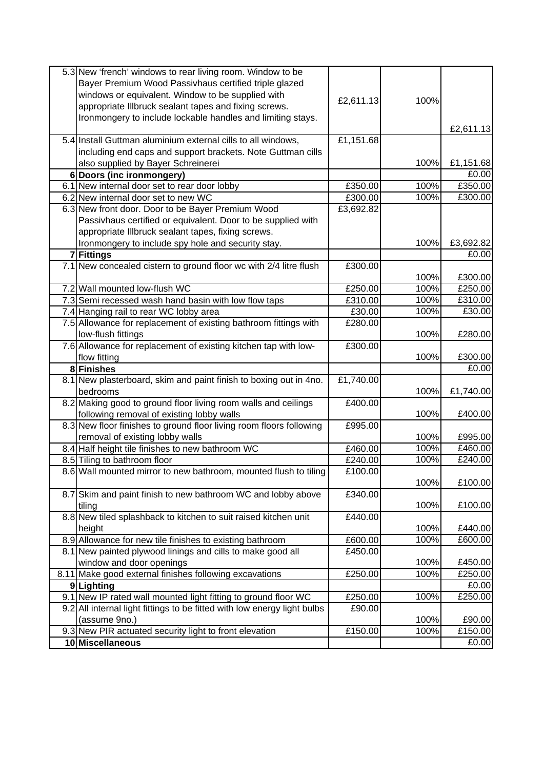| | | | | |
|---|---|---|---|---|
| 5.3 | New 'french' windows to rear living room. Window to be Bayer Premium Wood Passivhaus certified triple glazed windows or equivalent. Window to be supplied with appropriate Illbruck sealant tapes and fixing screws. Ironmongery to include lockable handles and limiting stays. | £2,611.13 | 100% | £2,611.13 |
| 5.4 | Install Guttman aluminium external cills to all windows, including end caps and support brackets. Note Guttman cills also supplied by Bayer Schreinerei | £1,151.68 | 100% | £1,151.68 |
| 6 | **Doors (inc ironmongery)** | | | £0.00 |
| 6.1 | New internal door set to rear door lobby | £350.00 | 100% | £350.00 |
| 6.2 | New internal door set to new WC | £300.00 | 100% | £300.00 |
| 6.3 | New front door. Door to be Bayer Premium Wood Passivhaus certified or equivalent. Door to be supplied with appropriate Illbruck sealant tapes, fixing screws. Ironmongery to include spy hole and security stay. | £3,692.82 | 100% | £3,692.82 |
| 7 | **Fittings** | | | £0.00 |
| 7.1 | New concealed cistern to ground floor wc with 2/4 litre flush | £300.00 | 100% | £300.00 |
| 7.2 | Wall mounted low-flush WC | £250.00 | 100% | £250.00 |
| 7.3 | Semi recessed wash hand basin with low flow taps | £310.00 | 100% | £310.00 |
| 7.4 | Hanging rail to rear WC lobby area | £30.00 | 100% | £30.00 |
| 7.5 | Allowance for replacement of existing bathroom fittings with low-flush fittings | £280.00 | 100% | £280.00 |
| 7.6 | Allowance for replacement of existing kitchen tap with low-flow fitting | £300.00 | 100% | £300.00 |
| 8 | **Finishes** | | | £0.00 |
| 8.1 | New plasterboard, skim and paint finish to boxing out in 4no. bedrooms | £1,740.00 | 100% | £1,740.00 |
| 8.2 | Making good to ground floor living room walls and ceilings following removal of existing lobby walls | £400.00 | 100% | £400.00 |
| 8.3 | New floor finishes to ground floor living room floors following removal of existing lobby walls | £995.00 | 100% | £995.00 |
| 8.4 | Half height tile finishes to new bathroom WC | £460.00 | 100% | £460.00 |
| 8.5 | Tiling to bathroom floor | £240.00 | 100% | £240.00 |
| 8.6 | Wall mounted mirror to new bathroom, mounted flush to tiling | £100.00 | 100% | £100.00 |
| 8.7 | Skim and paint finish to new bathroom WC and lobby above tiling | £340.00 | 100% | £100.00 |
| 8.8 | New tiled splashback to kitchen to suit raised kitchen unit height | £440.00 | 100% | £440.00 |
| 8.9 | Allowance for new tile finishes to existing bathroom | £600.00 | 100% | £600.00 |
| 8.1 | New painted plywood linings and cills to make good all window and door openings | £450.00 | 100% | £450.00 |
| 8.11 | Make good external finishes following excavations | £250.00 | 100% | £250.00 |
| 9 | **Lighting** | | | £0.00 |
| 9.1 | New IP rated wall mounted light fitting to ground floor WC | £250.00 | 100% | £250.00 |
| 9.2 | All internal light fittings to be fitted with low energy light bulbs (assume 9no.) | £90.00 | 100% | £90.00 |
| 9.3 | New PIR actuated security light to front elevation | £150.00 | 100% | £150.00 |
| 10 | **Miscellaneous** | | | £0.00 |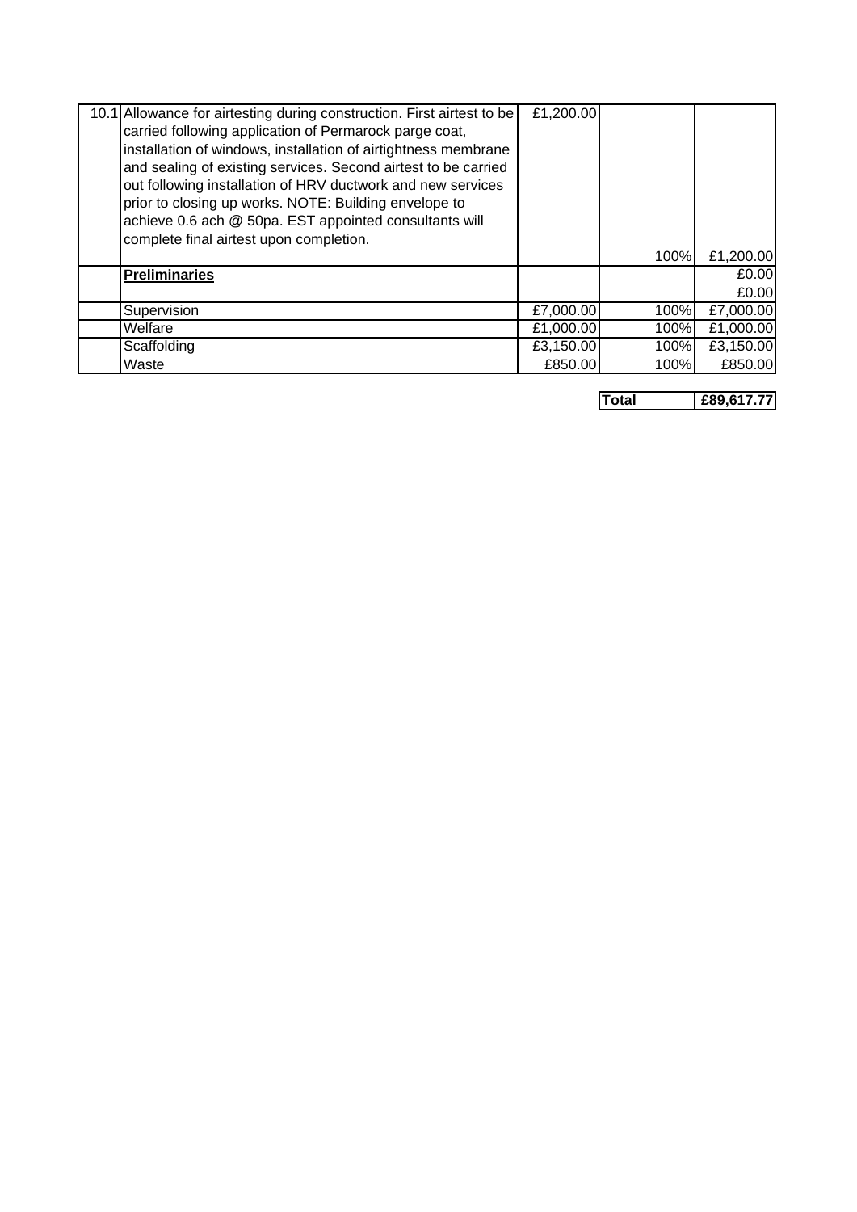|  |  |  |  |  |
|---|---|---|---|---|
| 10.1 | Allowance for airtesting during construction. First airtest to be carried following application of Permarock parge coat, installation of windows, installation of airtightness membrane and sealing of existing services. Second airtest to be carried out following installation of HRV ductwork and new services prior to closing up works. NOTE: Building envelope to achieve 0.6 ach @ 50pa. EST appointed consultants will complete final airtest upon completion. | £1,200.00 | 100% | £1,200.00 |
|  | **Preliminaries** |  |  | £0.00 |
|  |  |  |  | £0.00 |
|  | Supervision | £7,000.00 | 100% | £7,000.00 |
|  | Welfare | £1,000.00 | 100% | £1,000.00 |
|  | Scaffolding | £3,150.00 | 100% | £3,150.00 |
|  | Waste | £850.00 | 100% | £850.00 |

| **Total** | **£89,617.77** |
|---|---|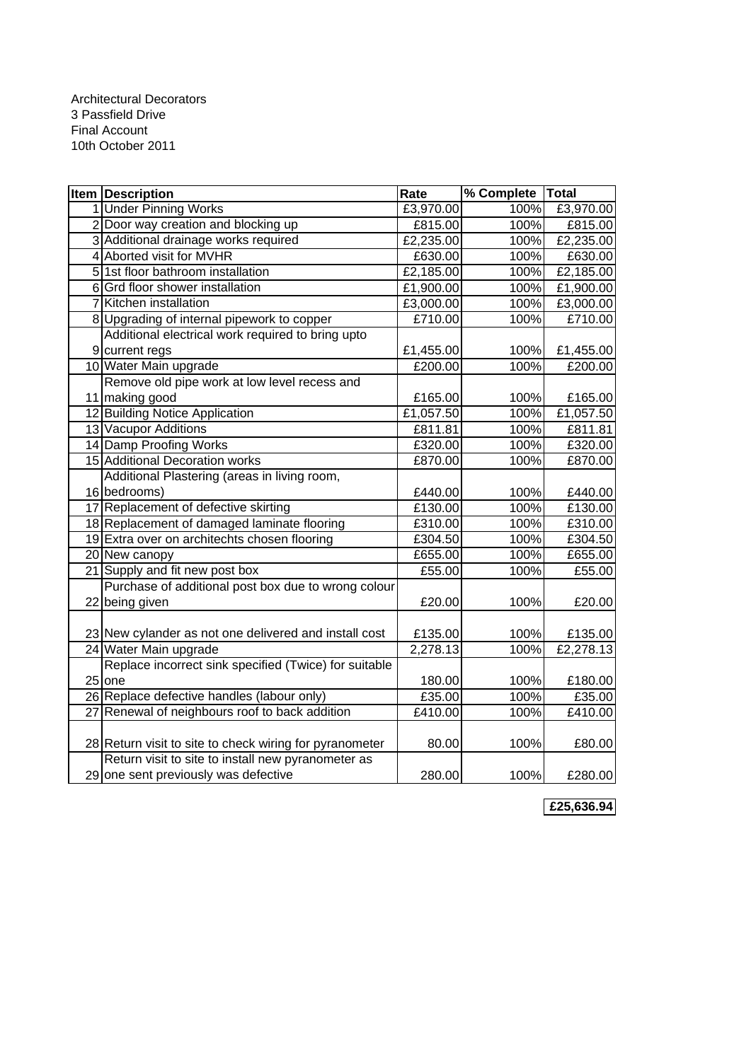Architectural Decorators
3 Passfield Drive
Final Account
10th October 2011

| Item | Description | Rate | % Complete | Total |
|---|---|---|---|---|
| 1 | Under Pinning Works | £3,970.00 | 100% | £3,970.00 |
| 2 | Door way creation and blocking up | £815.00 | 100% | £815.00 |
| 3 | Additional drainage works required | £2,235.00 | 100% | £2,235.00 |
| 4 | Aborted visit for MVHR | £630.00 | 100% | £630.00 |
| 5 | 1st floor bathroom installation | £2,185.00 | 100% | £2,185.00 |
| 6 | Grd floor shower installation | £1,900.00 | 100% | £1,900.00 |
| 7 | Kitchen installation | £3,000.00 | 100% | £3,000.00 |
| 8 | Upgrading of internal pipework to copper | £710.00 | 100% | £710.00 |
| 9 | Additional electrical work required to bring upto current regs | £1,455.00 | 100% | £1,455.00 |
| 10 | Water Main upgrade | £200.00 | 100% | £200.00 |
| 11 | Remove old pipe work at low level recess and making good | £165.00 | 100% | £165.00 |
| 12 | Building Notice Application | £1,057.50 | 100% | £1,057.50 |
| 13 | Vacupor Additions | £811.81 | 100% | £811.81 |
| 14 | Damp Proofing Works | £320.00 | 100% | £320.00 |
| 15 | Additional Decoration works | £870.00 | 100% | £870.00 |
| 16 | Additional Plastering (areas in living room, bedrooms) | £440.00 | 100% | £440.00 |
| 17 | Replacement of defective skirting | £130.00 | 100% | £130.00 |
| 18 | Replacement of damaged laminate flooring | £310.00 | 100% | £310.00 |
| 19 | Extra over on architechts chosen flooring | £304.50 | 100% | £304.50 |
| 20 | New canopy | £655.00 | 100% | £655.00 |
| 21 | Supply and fit new post box | £55.00 | 100% | £55.00 |
| 22 | Purchase of additional post box due to wrong colour being given | £20.00 | 100% | £20.00 |
| 23 | New cylander as not one delivered and install cost | £135.00 | 100% | £135.00 |
| 24 | Water Main upgrade | 2,278.13 | 100% | £2,278.13 |
| 25 | Replace incorrect sink specified (Twice) for suitable one | 180.00 | 100% | £180.00 |
| 26 | Replace defective handles (labour only) | £35.00 | 100% | £35.00 |
| 27 | Renewal of neighbours roof to back addition | £410.00 | 100% | £410.00 |
| 28 | Return visit to site to check wiring for pyranometer | 80.00 | 100% | £80.00 |
| 29 | Return visit to site to install new pyranometer as one sent previously was defective | 280.00 | 100% | £280.00 |
| | | | | **£25,636.94** |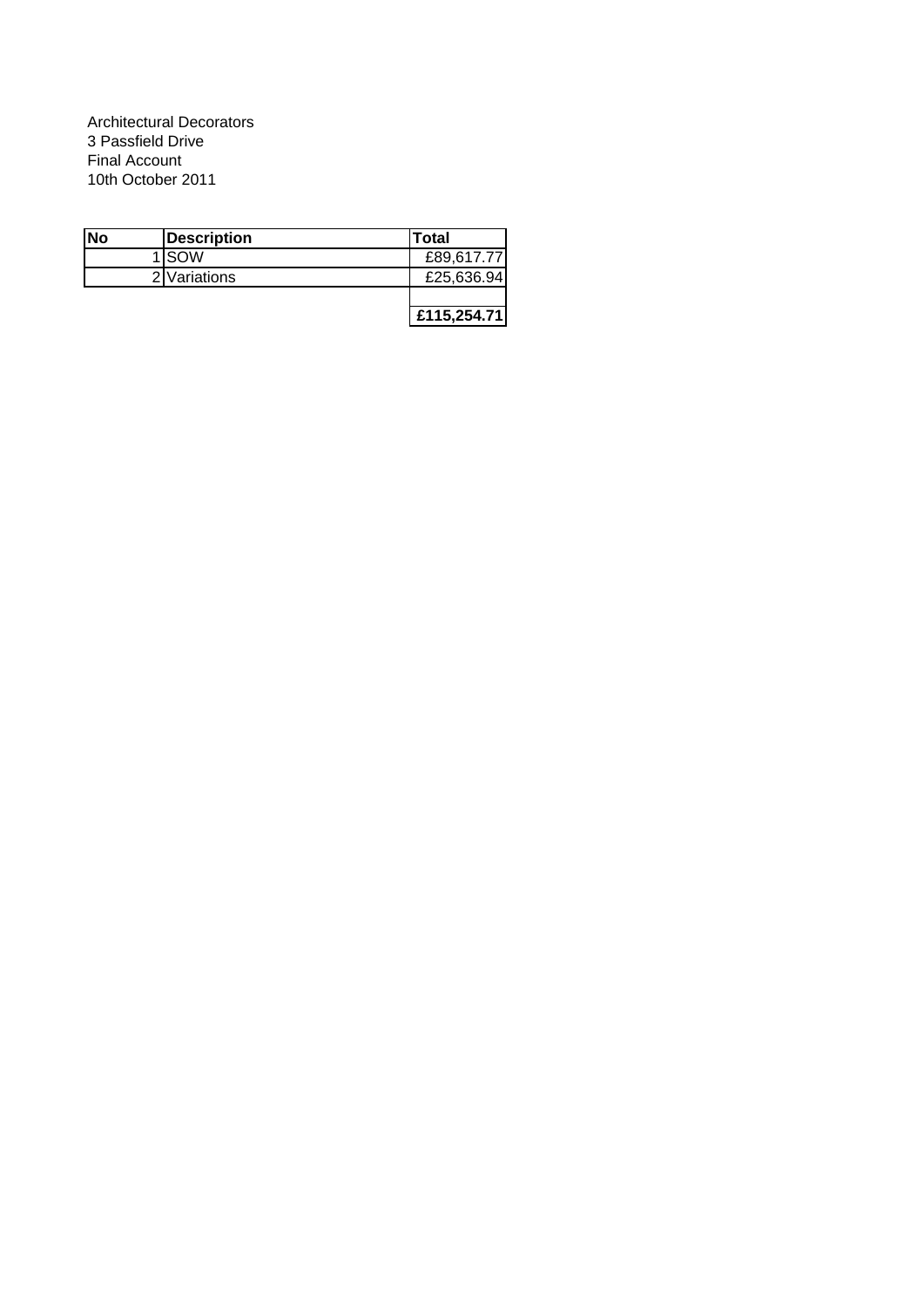Architectural Decorators
3 Passfield Drive
Final Account
10th October 2011

| No | Description | Total |
|---|---|---|
| 1 | SOW | £89,617.77 |
| 2 | Variations | £25,636.94 |
| | | |
| | | **£115,254.71** |